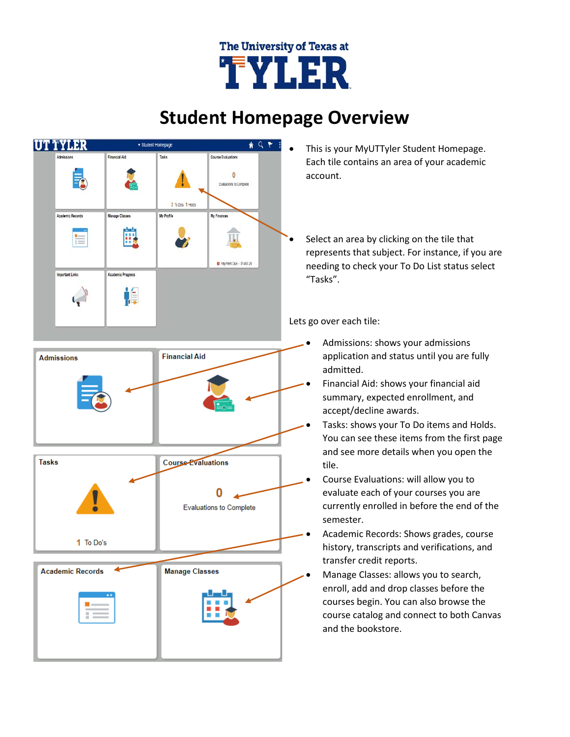The University of Texas at

TYLER

# Student Homepage Overview

- This is your MyUTTyler Student Homepage. Each tile contains an area of your academic account.
- Select an area by clicking on the tile that represents that subject. For instance, if you are needing to check your To Do List status select “Tasks”.

Lets go over each tile:

- Admissions: shows your admissions application and status until you are fully admitted.
- Financial Aid: shows your financial aid summary, expected enrollment, and accept/decline awards.
- Tasks: shows your To Do items and Holds. You can see these items from the first page and see more details when you open the tile.
- Course Evaluations: will allow you to evaluate each of your courses you are currently enrolled in before the end of the semester.
- Academic Records: Shows grades, course history, transcripts and verifications, and transfer credit reports.
- Manage Classes: allows you to search, enroll, add and drop classes before the courses begin. You can also browse the course catalog and connect to both Canvas and the bookstore.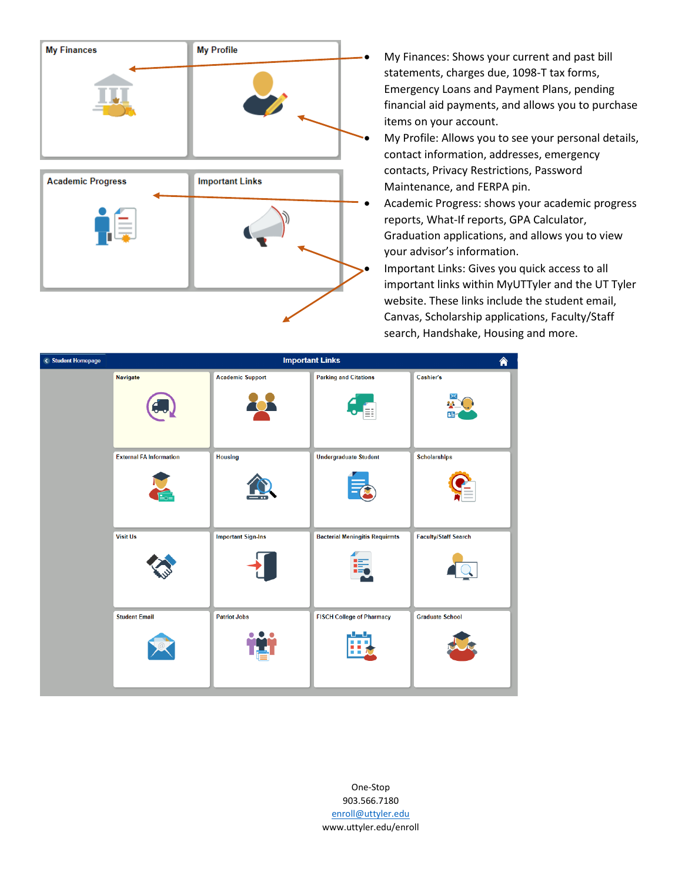My Finances | My Profile

Academic Progress | Important Links

- My Finances: Shows your current and past bill statements, charges due, 1098-T tax forms, Emergency Loans and Payment Plans, pending financial aid payments, and allows you to purchase items on your account.
- My Profile: Allows you to see your personal details, contact information, addresses, emergency contacts, Privacy Restrictions, Password Maintenance, and FERPA pin.
- Academic Progress: shows your academic progress reports, What-If reports, GPA Calculator, Graduation applications, and allows you to view your advisor's information.
- Important Links: Gives you quick access to all important links within MyUTTyler and the UT Tyler website. These links include the student email, Canvas, Scholarship applications, Faculty/Staff search, Handshake, Housing and more.

Student Homepage

**Important Links**

Navigate | Academic Support | Parking and Citations | Cashier's

External FA Information | Housing | Undergraduate Student | Scholarships

Visit Us | Important Sign-Ins | Bacterial Meningitis Requirmts | Faculty/Staff Search

Student Email | Patriot Jobs | FISCH College of Pharmacy | Graduate School

One-Stop
903.566.7180
enroll@uttyler.edu
www.uttyler.edu/enroll